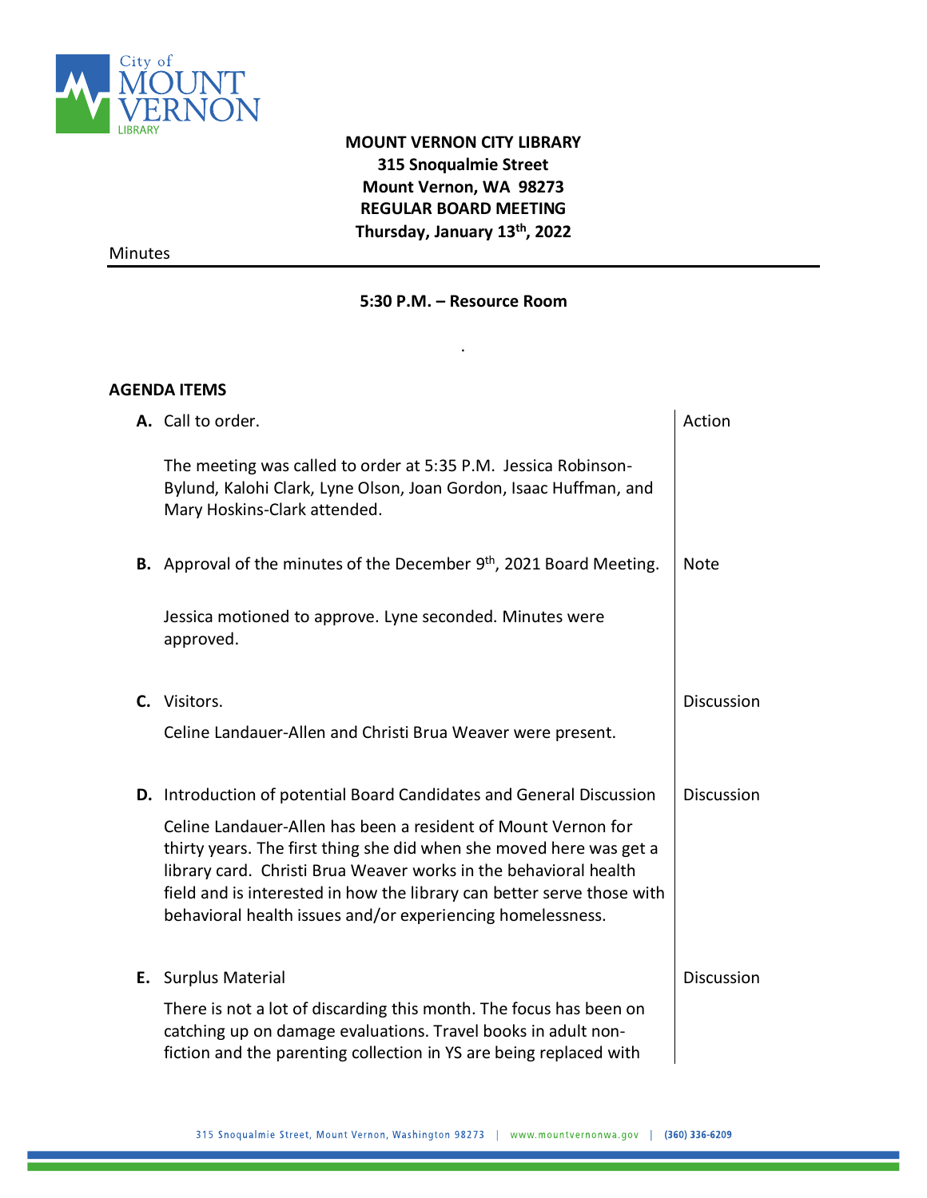**MOUNT VERNON CITY LIBRARY**
**315 Snoqualmie Street**
**Mount Vernon, WA 98273**
**REGULAR BOARD MEETING**
**Thursday, January 13th, 2022**

Minutes

---

**5:30 P.M. – Resource Room**

.

**AGENDA ITEMS**

| | | |
|---|---|---|
| **A.** | Call to order.<br><br>The meeting was called to order at 5:35 P.M. Jessica Robinson-Bylund, Kalohi Clark, Lyne Olson, Joan Gordon, Isaac Huffman, and Mary Hoskins-Clark attended. | Action |
| **B.** | Approval of the minutes of the December 9th, 2021 Board Meeting.<br><br>Jessica motioned to approve. Lyne seconded. Minutes were approved. | Note |
| **C.** | Visitors.<br><br>Celine Landauer-Allen and Christi Brua Weaver were present. | Discussion |
| **D.** | Introduction of potential Board Candidates and General Discussion<br><br>Celine Landauer-Allen has been a resident of Mount Vernon for thirty years. The first thing she did when she moved here was get a library card. Christi Brua Weaver works in the behavioral health field and is interested in how the library can better serve those with behavioral health issues and/or experiencing homelessness. | Discussion |
| **E.** | Surplus Material<br><br>There is not a lot of discarding this month. The focus has been on catching up on damage evaluations. Travel books in adult non-fiction and the parenting collection in YS are being replaced with | Discussion |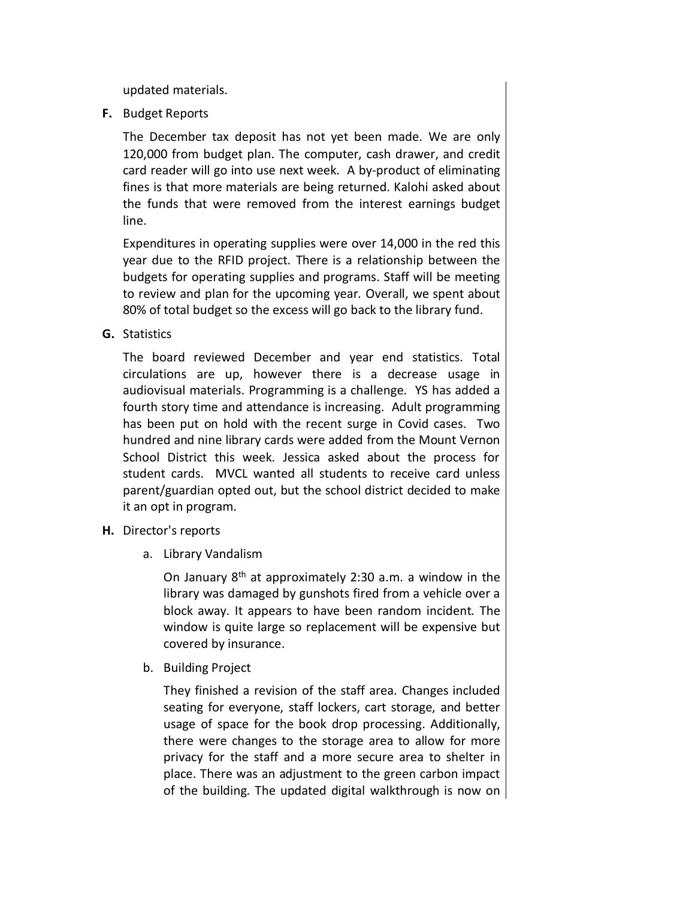updated materials.

**F.** Budget Reports

The December tax deposit has not yet been made. We are only 120,000 from budget plan. The computer, cash drawer, and credit card reader will go into use next week. A by-product of eliminating fines is that more materials are being returned. Kalohi asked about the funds that were removed from the interest earnings budget line.

Expenditures in operating supplies were over 14,000 in the red this year due to the RFID project. There is a relationship between the budgets for operating supplies and programs. Staff will be meeting to review and plan for the upcoming year. Overall, we spent about 80% of total budget so the excess will go back to the library fund.

**G.** Statistics

The board reviewed December and year end statistics. Total circulations are up, however there is a decrease usage in audiovisual materials. Programming is a challenge. YS has added a fourth story time and attendance is increasing. Adult programming has been put on hold with the recent surge in Covid cases. Two hundred and nine library cards were added from the Mount Vernon School District this week. Jessica asked about the process for student cards. MVCL wanted all students to receive card unless parent/guardian opted out, but the school district decided to make it an opt in program.

**H.** Director's reports

a. Library Vandalism

On January 8th at approximately 2:30 a.m. a window in the library was damaged by gunshots fired from a vehicle over a block away. It appears to have been random incident. The window is quite large so replacement will be expensive but covered by insurance.

b. Building Project

They finished a revision of the staff area. Changes included seating for everyone, staff lockers, cart storage, and better usage of space for the book drop processing. Additionally, there were changes to the storage area to allow for more privacy for the staff and a more secure area to shelter in place. There was an adjustment to the green carbon impact of the building. The updated digital walkthrough is now on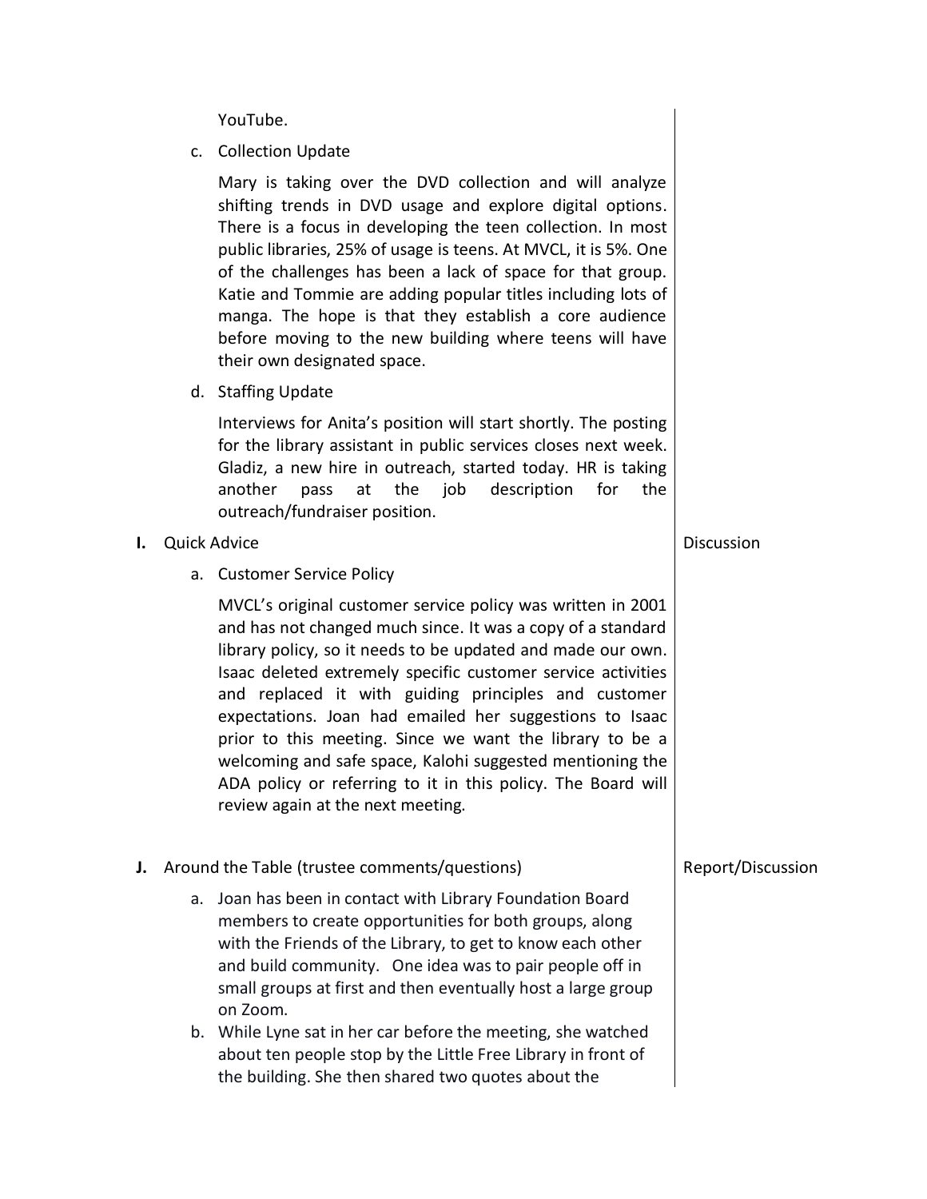YouTube.

c. Collection Update

Mary is taking over the DVD collection and will analyze shifting trends in DVD usage and explore digital options. There is a focus in developing the teen collection. In most public libraries, 25% of usage is teens. At MVCL, it is 5%. One of the challenges has been a lack of space for that group. Katie and Tommie are adding popular titles including lots of manga. The hope is that they establish a core audience before moving to the new building where teens will have their own designated space.

d. Staffing Update

Interviews for Anita's position will start shortly. The posting for the library assistant in public services closes next week. Gladiz, a new hire in outreach, started today. HR is taking another pass at the job description for the outreach/fundraiser position.

**I.** Quick Advice — Discussion

a. Customer Service Policy

MVCL's original customer service policy was written in 2001 and has not changed much since. It was a copy of a standard library policy, so it needs to be updated and made our own. Isaac deleted extremely specific customer service activities and replaced it with guiding principles and customer expectations. Joan had emailed her suggestions to Isaac prior to this meeting. Since we want the library to be a welcoming and safe space, Kalohi suggested mentioning the ADA policy or referring to it in this policy. The Board will review again at the next meeting.

**J.** Around the Table (trustee comments/questions) — Report/Discussion

a. Joan has been in contact with Library Foundation Board members to create opportunities for both groups, along with the Friends of the Library, to get to know each other and build community. One idea was to pair people off in small groups at first and then eventually host a large group on Zoom.
b. While Lyne sat in her car before the meeting, she watched about ten people stop by the Little Free Library in front of the building. She then shared two quotes about the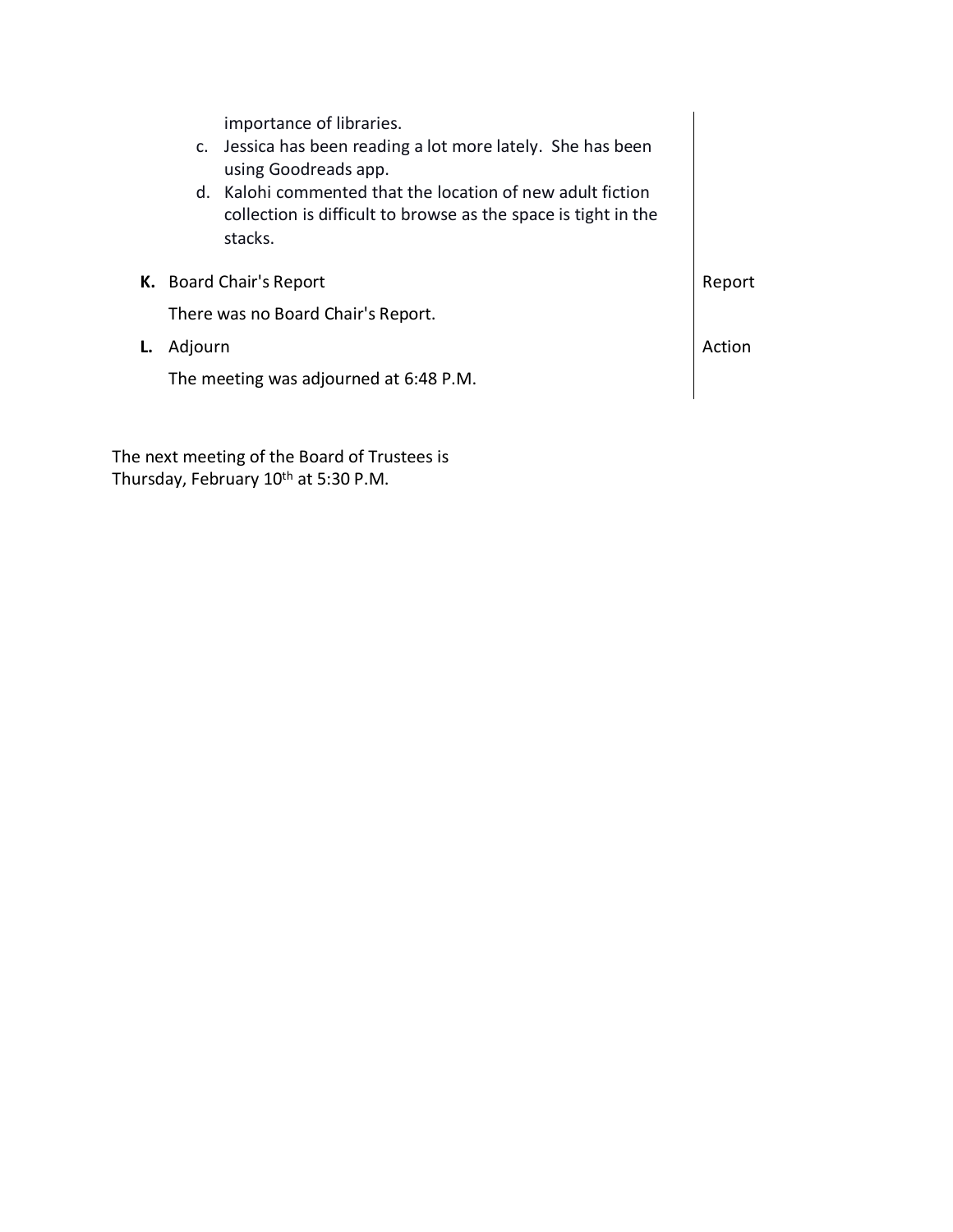importance of libraries.

c. Jessica has been reading a lot more lately. She has been using Goodreads app.

d. Kalohi commented that the location of new adult fiction collection is difficult to browse as the space is tight in the stacks.

**K.** Board Chair's Report — Report

There was no Board Chair's Report.

**L.** Adjourn — Action

The meeting was adjourned at 6:48 P.M.

The next meeting of the Board of Trustees is Thursday, February 10th at 5:30 P.M.